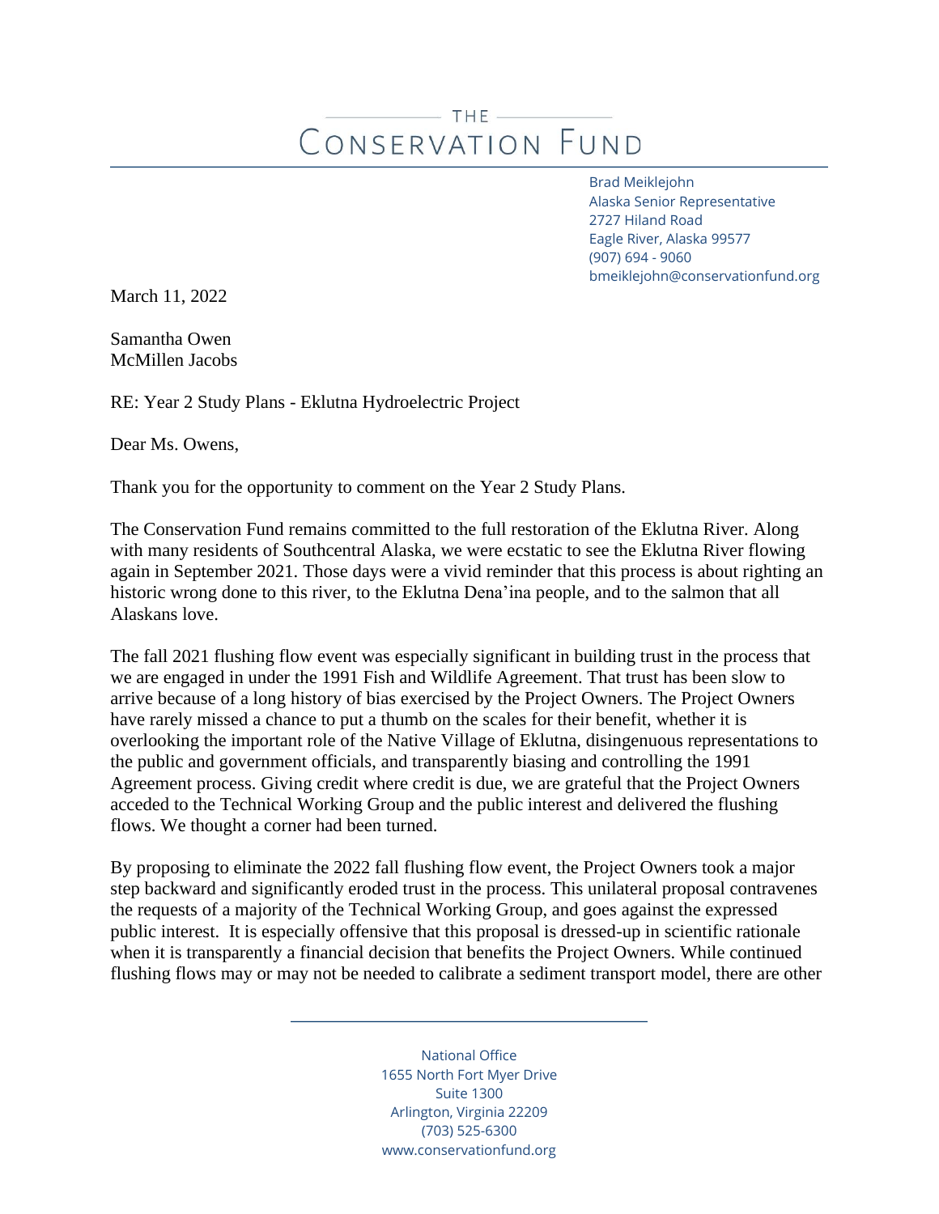# THE CONSERVATION FUND

Brad Meiklejohn
Alaska Senior Representative
2727 Hiland Road
Eagle River, Alaska 99577
(907) 694 - 9060
bmeiklejohn@conservationfund.org

March 11, 2022

Samantha Owen
McMillen Jacobs

RE: Year 2 Study Plans - Eklutna Hydroelectric Project

Dear Ms. Owens,

Thank you for the opportunity to comment on the Year 2 Study Plans.

The Conservation Fund remains committed to the full restoration of the Eklutna River. Along with many residents of Southcentral Alaska, we were ecstatic to see the Eklutna River flowing again in September 2021. Those days were a vivid reminder that this process is about righting an historic wrong done to this river, to the Eklutna Dena'ina people, and to the salmon that all Alaskans love.

The fall 2021 flushing flow event was especially significant in building trust in the process that we are engaged in under the 1991 Fish and Wildlife Agreement. That trust has been slow to arrive because of a long history of bias exercised by the Project Owners. The Project Owners have rarely missed a chance to put a thumb on the scales for their benefit, whether it is overlooking the important role of the Native Village of Eklutna, disingenuous representations to the public and government officials, and transparently biasing and controlling the 1991 Agreement process. Giving credit where credit is due, we are grateful that the Project Owners acceded to the Technical Working Group and the public interest and delivered the flushing flows. We thought a corner had been turned.

By proposing to eliminate the 2022 fall flushing flow event, the Project Owners took a major step backward and significantly eroded trust in the process. This unilateral proposal contravenes the requests of a majority of the Technical Working Group, and goes against the expressed public interest. It is especially offensive that this proposal is dressed-up in scientific rationale when it is transparently a financial decision that benefits the Project Owners. While continued flushing flows may or may not be needed to calibrate a sediment transport model, there are other

National Office
1655 North Fort Myer Drive
Suite 1300
Arlington, Virginia 22209
(703) 525-6300
www.conservationfund.org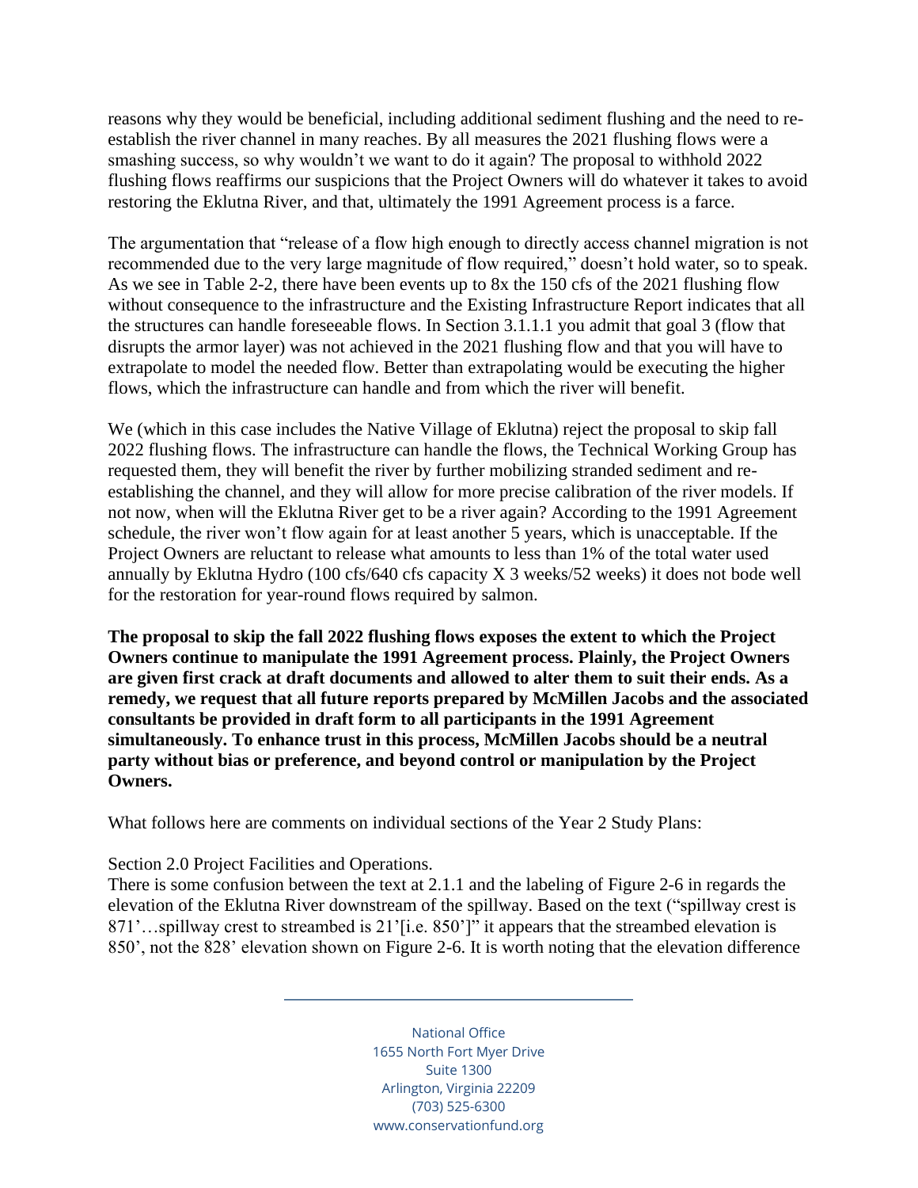reasons why they would be beneficial, including additional sediment flushing and the need to re-establish the river channel in many reaches. By all measures the 2021 flushing flows were a smashing success, so why wouldn't we want to do it again? The proposal to withhold 2022 flushing flows reaffirms our suspicions that the Project Owners will do whatever it takes to avoid restoring the Eklutna River, and that, ultimately the 1991 Agreement process is a farce.

The argumentation that "release of a flow high enough to directly access channel migration is not recommended due to the very large magnitude of flow required," doesn't hold water, so to speak. As we see in Table 2-2, there have been events up to 8x the 150 cfs of the 2021 flushing flow without consequence to the infrastructure and the Existing Infrastructure Report indicates that all the structures can handle foreseeable flows. In Section 3.1.1.1 you admit that goal 3 (flow that disrupts the armor layer) was not achieved in the 2021 flushing flow and that you will have to extrapolate to model the needed flow. Better than extrapolating would be executing the higher flows, which the infrastructure can handle and from which the river will benefit.

We (which in this case includes the Native Village of Eklutna) reject the proposal to skip fall 2022 flushing flows. The infrastructure can handle the flows, the Technical Working Group has requested them, they will benefit the river by further mobilizing stranded sediment and re-establishing the channel, and they will allow for more precise calibration of the river models. If not now, when will the Eklutna River get to be a river again? According to the 1991 Agreement schedule, the river won't flow again for at least another 5 years, which is unacceptable. If the Project Owners are reluctant to release what amounts to less than 1% of the total water used annually by Eklutna Hydro (100 cfs/640 cfs capacity X 3 weeks/52 weeks) it does not bode well for the restoration for year-round flows required by salmon.

**The proposal to skip the fall 2022 flushing flows exposes the extent to which the Project Owners continue to manipulate the 1991 Agreement process. Plainly, the Project Owners are given first crack at draft documents and allowed to alter them to suit their ends. As a remedy, we request that all future reports prepared by McMillen Jacobs and the associated consultants be provided in draft form to all participants in the 1991 Agreement simultaneously. To enhance trust in this process, McMillen Jacobs should be a neutral party without bias or preference, and beyond control or manipulation by the Project Owners.**

What follows here are comments on individual sections of the Year 2 Study Plans:

Section 2.0 Project Facilities and Operations.
There is some confusion between the text at 2.1.1 and the labeling of Figure 2-6 in regards the elevation of the Eklutna River downstream of the spillway. Based on the text ("spillway crest is 871'…spillway crest to streambed is 21'[i.e. 850']" it appears that the streambed elevation is 850', not the 828' elevation shown on Figure 2-6. It is worth noting that the elevation difference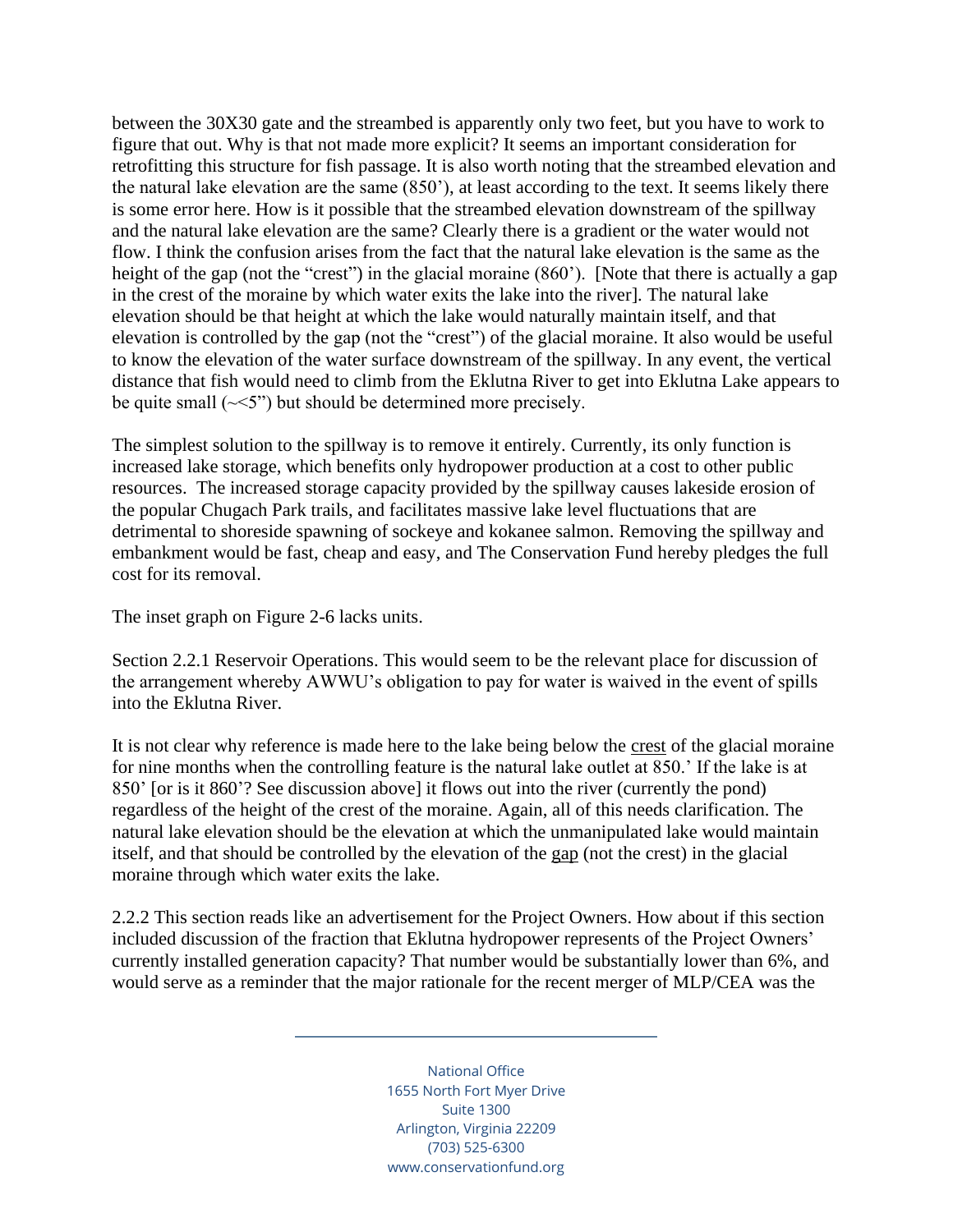between the 30X30 gate and the streambed is apparently only two feet, but you have to work to figure that out. Why is that not made more explicit? It seems an important consideration for retrofitting this structure for fish passage. It is also worth noting that the streambed elevation and the natural lake elevation are the same (850'), at least according to the text. It seems likely there is some error here. How is it possible that the streambed elevation downstream of the spillway and the natural lake elevation are the same? Clearly there is a gradient or the water would not flow. I think the confusion arises from the fact that the natural lake elevation is the same as the height of the gap (not the "crest") in the glacial moraine (860'). [Note that there is actually a gap in the crest of the moraine by which water exits the lake into the river]. The natural lake elevation should be that height at which the lake would naturally maintain itself, and that elevation is controlled by the gap (not the "crest") of the glacial moraine. It also would be useful to know the elevation of the water surface downstream of the spillway. In any event, the vertical distance that fish would need to climb from the Eklutna River to get into Eklutna Lake appears to be quite small (~<5") but should be determined more precisely.

The simplest solution to the spillway is to remove it entirely. Currently, its only function is increased lake storage, which benefits only hydropower production at a cost to other public resources. The increased storage capacity provided by the spillway causes lakeside erosion of the popular Chugach Park trails, and facilitates massive lake level fluctuations that are detrimental to shoreside spawning of sockeye and kokanee salmon. Removing the spillway and embankment would be fast, cheap and easy, and The Conservation Fund hereby pledges the full cost for its removal.

The inset graph on Figure 2-6 lacks units.

Section 2.2.1 Reservoir Operations. This would seem to be the relevant place for discussion of the arrangement whereby AWWU's obligation to pay for water is waived in the event of spills into the Eklutna River.

It is not clear why reference is made here to the lake being below the <u>crest</u> of the glacial moraine for nine months when the controlling feature is the natural lake outlet at 850.' If the lake is at 850' [or is it 860'? See discussion above] it flows out into the river (currently the pond) regardless of the height of the crest of the moraine. Again, all of this needs clarification. The natural lake elevation should be the elevation at which the unmanipulated lake would maintain itself, and that should be controlled by the elevation of the <u>gap</u> (not the crest) in the glacial moraine through which water exits the lake.

2.2.2 This section reads like an advertisement for the Project Owners. How about if this section included discussion of the fraction that Eklutna hydropower represents of the Project Owners' currently installed generation capacity? That number would be substantially lower than 6%, and would serve as a reminder that the major rationale for the recent merger of MLP/CEA was the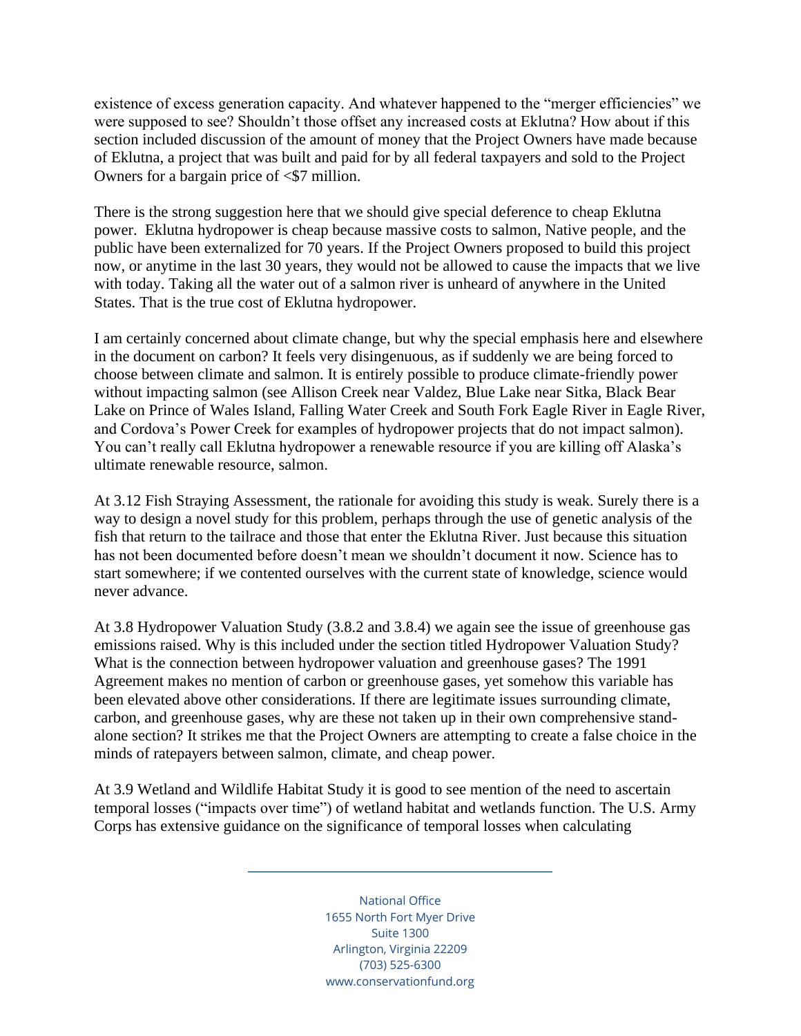existence of excess generation capacity. And whatever happened to the "merger efficiencies" we were supposed to see? Shouldn't those offset any increased costs at Eklutna? How about if this section included discussion of the amount of money that the Project Owners have made because of Eklutna, a project that was built and paid for by all federal taxpayers and sold to the Project Owners for a bargain price of <$7 million.

There is the strong suggestion here that we should give special deference to cheap Eklutna power. Eklutna hydropower is cheap because massive costs to salmon, Native people, and the public have been externalized for 70 years. If the Project Owners proposed to build this project now, or anytime in the last 30 years, they would not be allowed to cause the impacts that we live with today. Taking all the water out of a salmon river is unheard of anywhere in the United States. That is the true cost of Eklutna hydropower.

I am certainly concerned about climate change, but why the special emphasis here and elsewhere in the document on carbon? It feels very disingenuous, as if suddenly we are being forced to choose between climate and salmon. It is entirely possible to produce climate-friendly power without impacting salmon (see Allison Creek near Valdez, Blue Lake near Sitka, Black Bear Lake on Prince of Wales Island, Falling Water Creek and South Fork Eagle River in Eagle River, and Cordova's Power Creek for examples of hydropower projects that do not impact salmon). You can't really call Eklutna hydropower a renewable resource if you are killing off Alaska's ultimate renewable resource, salmon.

At 3.12 Fish Straying Assessment, the rationale for avoiding this study is weak. Surely there is a way to design a novel study for this problem, perhaps through the use of genetic analysis of the fish that return to the tailrace and those that enter the Eklutna River. Just because this situation has not been documented before doesn't mean we shouldn't document it now. Science has to start somewhere; if we contented ourselves with the current state of knowledge, science would never advance.

At 3.8 Hydropower Valuation Study (3.8.2 and 3.8.4) we again see the issue of greenhouse gas emissions raised. Why is this included under the section titled Hydropower Valuation Study? What is the connection between hydropower valuation and greenhouse gases? The 1991 Agreement makes no mention of carbon or greenhouse gases, yet somehow this variable has been elevated above other considerations. If there are legitimate issues surrounding climate, carbon, and greenhouse gases, why are these not taken up in their own comprehensive stand-alone section? It strikes me that the Project Owners are attempting to create a false choice in the minds of ratepayers between salmon, climate, and cheap power.

At 3.9 Wetland and Wildlife Habitat Study it is good to see mention of the need to ascertain temporal losses ("impacts over time") of wetland habitat and wetlands function. The U.S. Army Corps has extensive guidance on the significance of temporal losses when calculating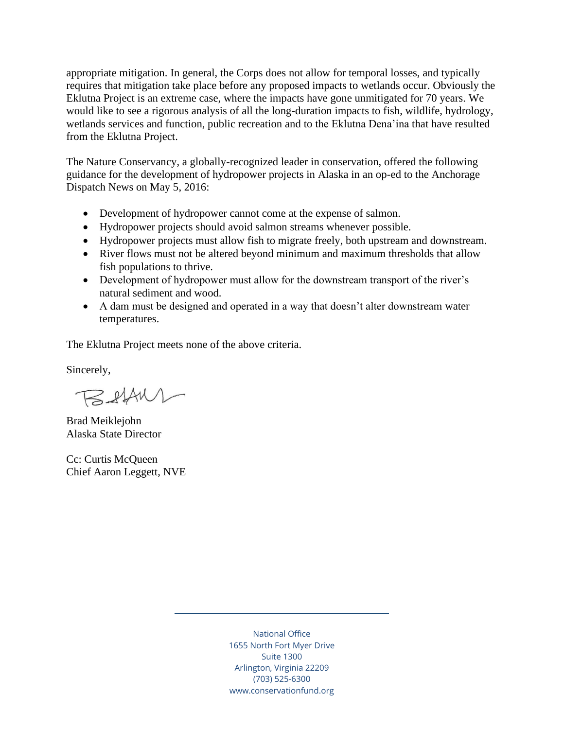appropriate mitigation. In general, the Corps does not allow for temporal losses, and typically requires that mitigation take place before any proposed impacts to wetlands occur. Obviously the Eklutna Project is an extreme case, where the impacts have gone unmitigated for 70 years. We would like to see a rigorous analysis of all the long-duration impacts to fish, wildlife, hydrology, wetlands services and function, public recreation and to the Eklutna Dena'ina that have resulted from the Eklutna Project.

The Nature Conservancy, a globally-recognized leader in conservation, offered the following guidance for the development of hydropower projects in Alaska in an op-ed to the Anchorage Dispatch News on May 5, 2016:

- Development of hydropower cannot come at the expense of salmon.
- Hydropower projects should avoid salmon streams whenever possible.
- Hydropower projects must allow fish to migrate freely, both upstream and downstream.
- River flows must not be altered beyond minimum and maximum thresholds that allow fish populations to thrive.
- Development of hydropower must allow for the downstream transport of the river's natural sediment and wood.
- A dam must be designed and operated in a way that doesn't alter downstream water temperatures.

The Eklutna Project meets none of the above criteria.

Sincerely,

Brad Meiklejohn
Alaska State Director

Cc: Curtis McQueen
Chief Aaron Leggett, NVE

National Office
1655 North Fort Myer Drive
Suite 1300
Arlington, Virginia 22209
(703) 525-6300
www.conservationfund.org